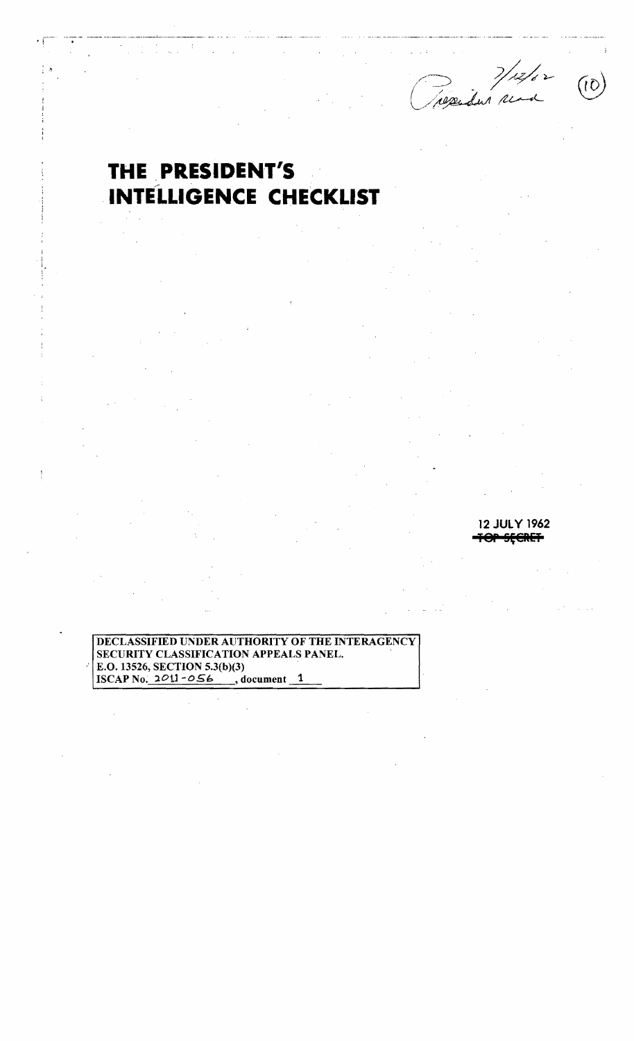President read 7/12/62 (10)

# THE PRESIDENT'S INTELLIGENCE CHECKLIST

12 JULY 1962

~~TOP SECRET~~

DECLASSIFIED UNDER AUTHORITY OF THE INTERAGENCY SECURITY CLASSIFICATION APPEALS PANEL.
E.O. 13526, SECTION 5.3(b)(3)
ISCAP No. 2011-056, document 1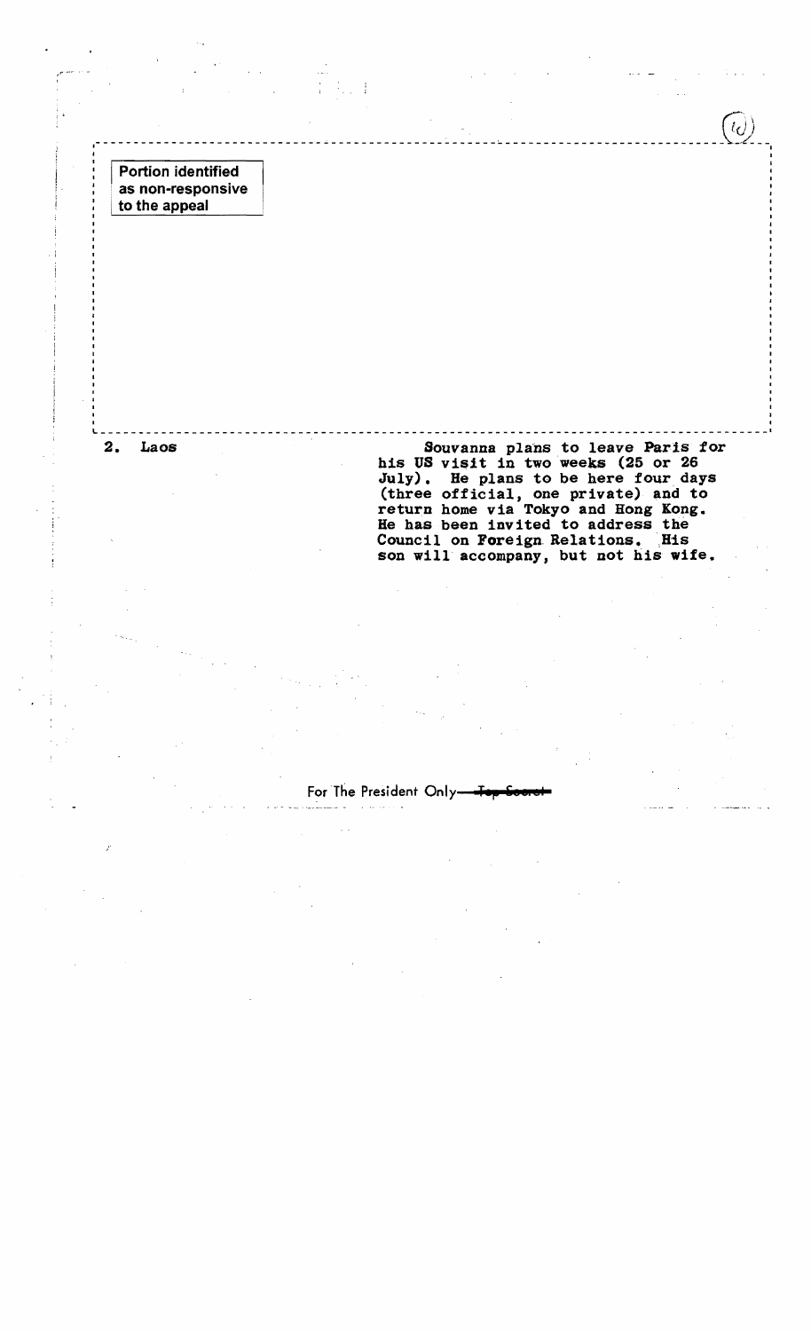Portion identified as non-responsive to the appeal

**2. Laos**

Souvanna plans to leave Paris for his US visit in two weeks (25 or 26 July). He plans to be here four days (three official, one private) and to return home via Tokyo and Hong Kong. He has been invited to address the Council on Foreign Relations. His son will accompany, but not his wife.

For The President Only ~~Top Secret~~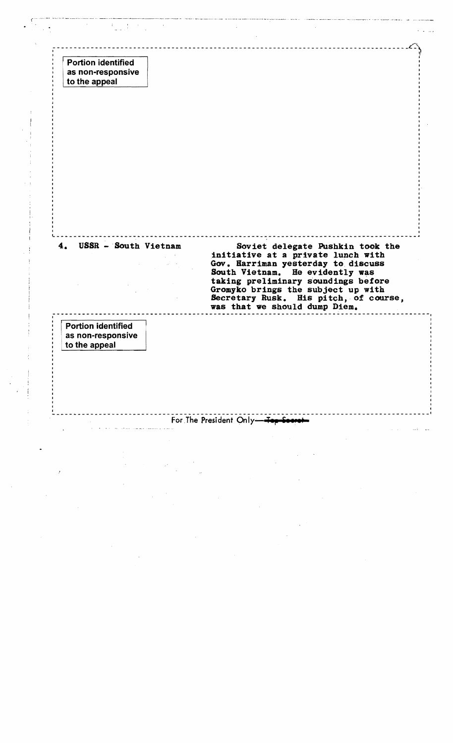Portion identified as non-responsive to the appeal

**4. USSR - South Vietnam**

Soviet delegate Pushkin took the initiative at a private lunch with Gov. Harriman yesterday to discuss South Vietnam. He evidently was taking preliminary soundings before Gromyko brings the subject up with Secretary Rusk. His pitch, of course, was that we should dump Diem.

Portion identified as non-responsive to the appeal

For The President Only—~~Top Secret~~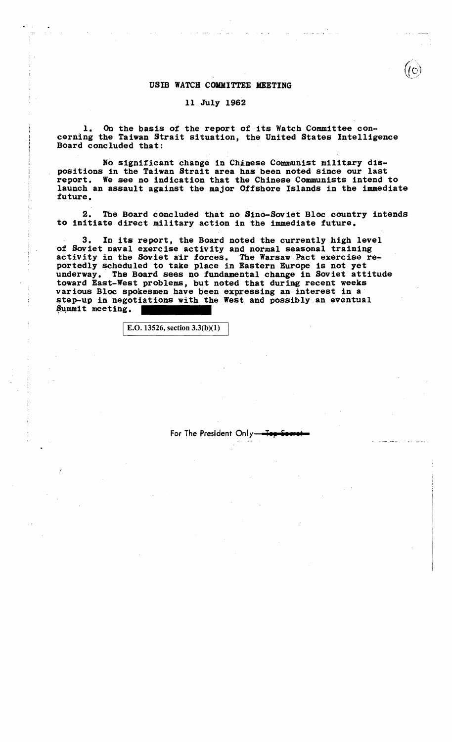# USIB WATCH COMMITTEE MEETING

11 July 1962

1. On the basis of the report of its Watch Committee concerning the Taiwan Strait situation, the United States Intelligence Board concluded that:

   No significant change in Chinese Communist military dispositions in the Taiwan Strait area has been noted since our last report. We see no indication that the Chinese Communists intend to launch an assault against the major Offshore Islands in the immediate future.

2. The Board concluded that no Sino-Soviet Bloc country intends to initiate direct military action in the immediate future.

3. In its report, the Board noted the currently high level of Soviet naval exercise activity and normal seasonal training activity in the Soviet air forces. The Warsaw Pact exercise reportedly scheduled to take place in Eastern Europe is not yet underway. The Board sees no fundamental change in Soviet attitude toward East-West problems, but noted that during recent weeks various Bloc spokesmen have been expressing an interest in a step-up in negotiations with the West and possibly an eventual Summit meeting. [REDACTED]

E.O. 13526, section 3.3(b)(1)

For The President Only—~~Top Secret~~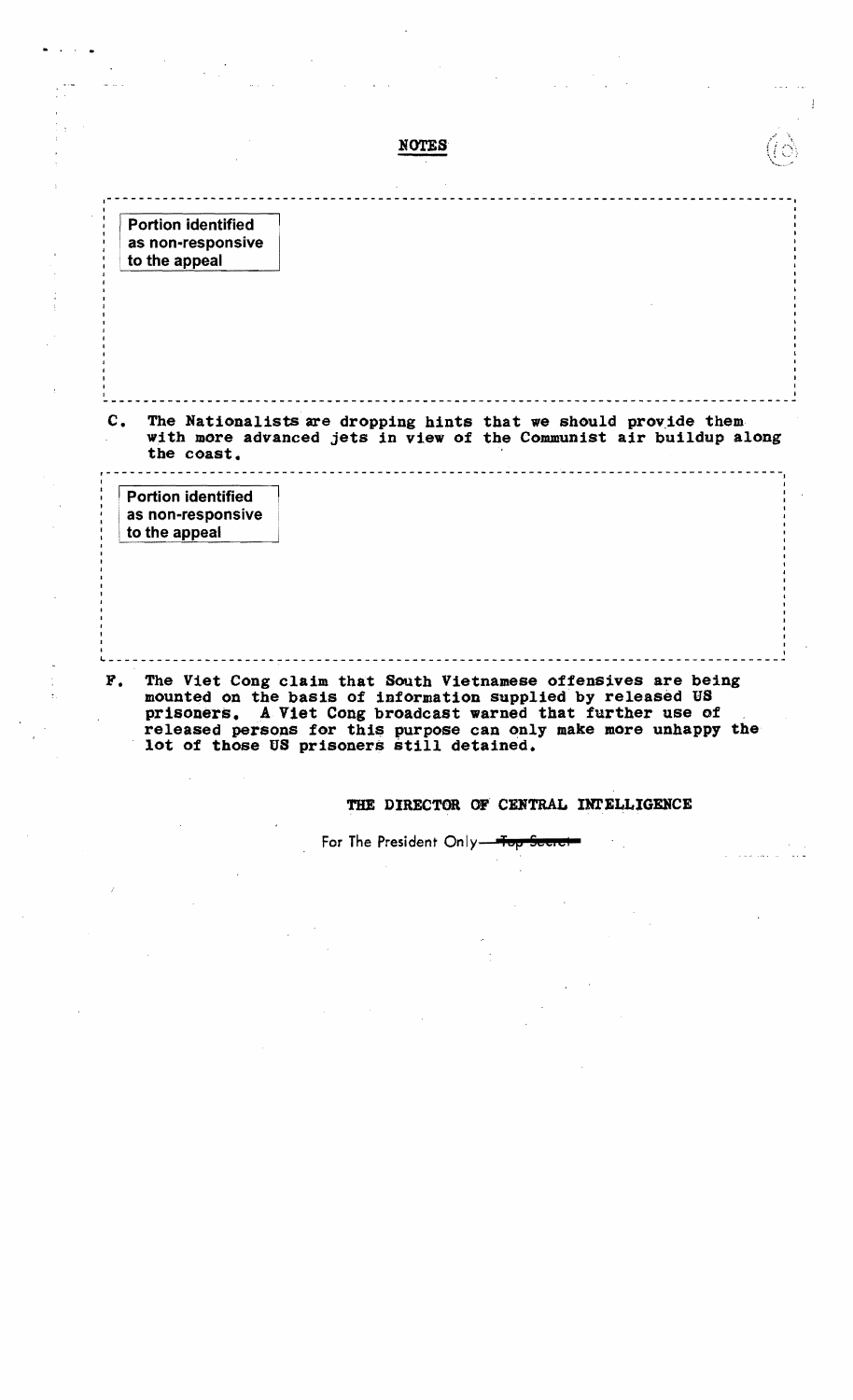## NOTES

Portion identified as non-responsive to the appeal

C. The Nationalists are dropping hints that we should provide them with more advanced jets in view of the Communist air buildup along the coast.

Portion identified as non-responsive to the appeal

F. The Viet Cong claim that South Vietnamese offensives are being mounted on the basis of information supplied by released US prisoners. A Viet Cong broadcast warned that further use of released persons for this purpose can only make more unhappy the lot of those US prisoners still detained.

THE DIRECTOR OF CENTRAL INTELLIGENCE

For The President Only—~~Top Secret~~